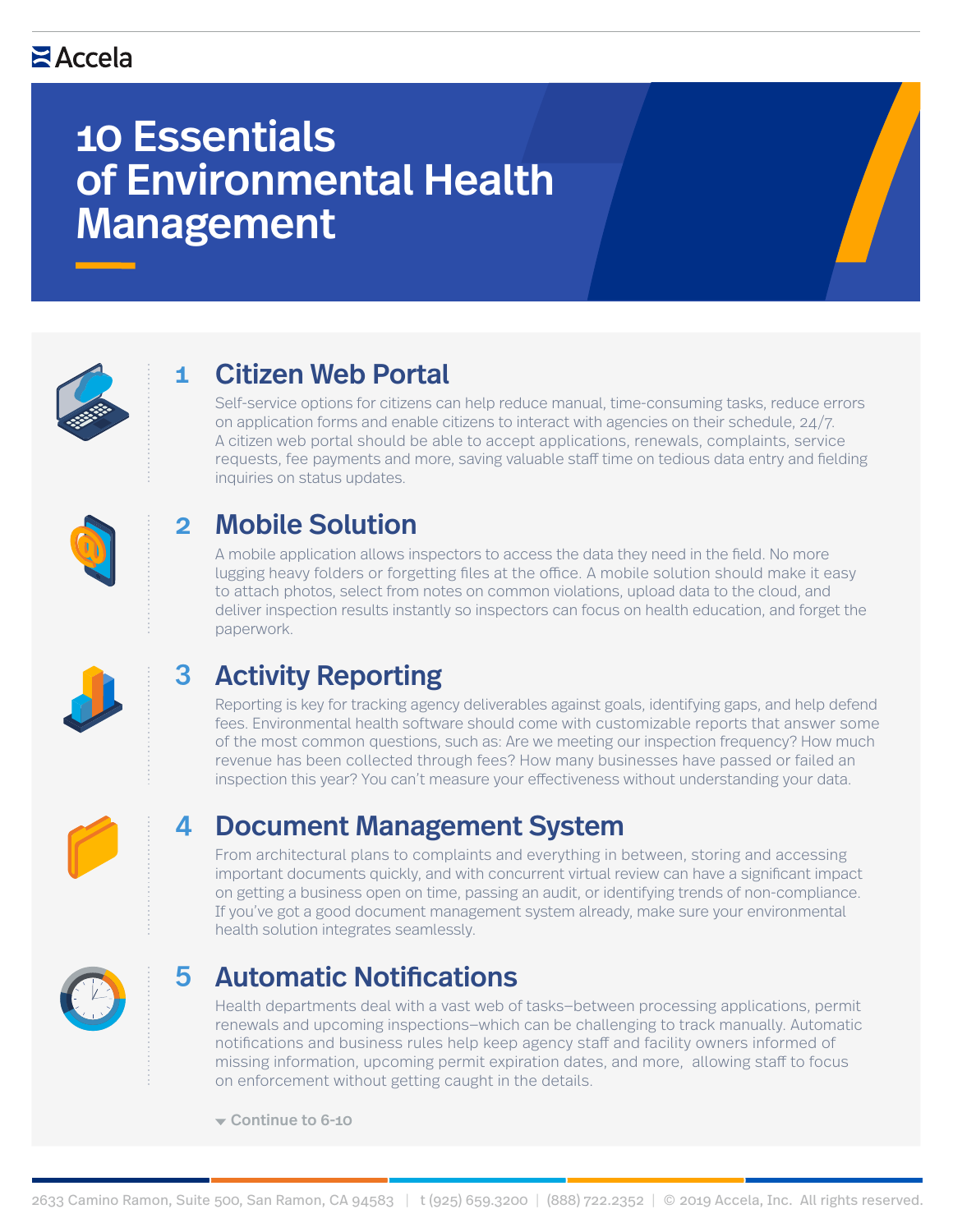Accela

# 10 Essentials of Environmental Health Management

## 1 Citizen Web Portal

Self-service options for citizens can help reduce manual, time-consuming tasks, reduce errors on application forms and enable citizens to interact with agencies on their schedule, 24/7. A citizen web portal should be able to accept applications, renewals, complaints, service requests, fee payments and more, saving valuable staff time on tedious data entry and fielding inquiries on status updates.

## 2 Mobile Solution

A mobile application allows inspectors to access the data they need in the field. No more lugging heavy folders or forgetting files at the office. A mobile solution should make it easy to attach photos, select from notes on common violations, upload data to the cloud, and deliver inspection results instantly so inspectors can focus on health education, and forget the paperwork.

## 3 Activity Reporting

Reporting is key for tracking agency deliverables against goals, identifying gaps, and help defend fees. Environmental health software should come with customizable reports that answer some of the most common questions, such as: Are we meeting our inspection frequency? How much revenue has been collected through fees? How many businesses have passed or failed an inspection this year? You can't measure your effectiveness without understanding your data.

## 4 Document Management System

From architectural plans to complaints and everything in between, storing and accessing important documents quickly, and with concurrent virtual review can have a significant impact on getting a business open on time, passing an audit, or identifying trends of non-compliance. If you've got a good document management system already, make sure your environmental health solution integrates seamlessly.

## 5 Automatic Notifications

Health departments deal with a vast web of tasks—between processing applications, permit renewals and upcoming inspections—which can be challenging to track manually. Automatic notifications and business rules help keep agency staff and facility owners informed of missing information, upcoming permit expiration dates, and more, allowing staff to focus on enforcement without getting caught in the details.

Continue to 6-10

2633 Camino Ramon, Suite 500, San Ramon, CA 94583 | t (925) 659.3200 | (888) 722.2352 | © 2019 Accela, Inc. All rights reserved.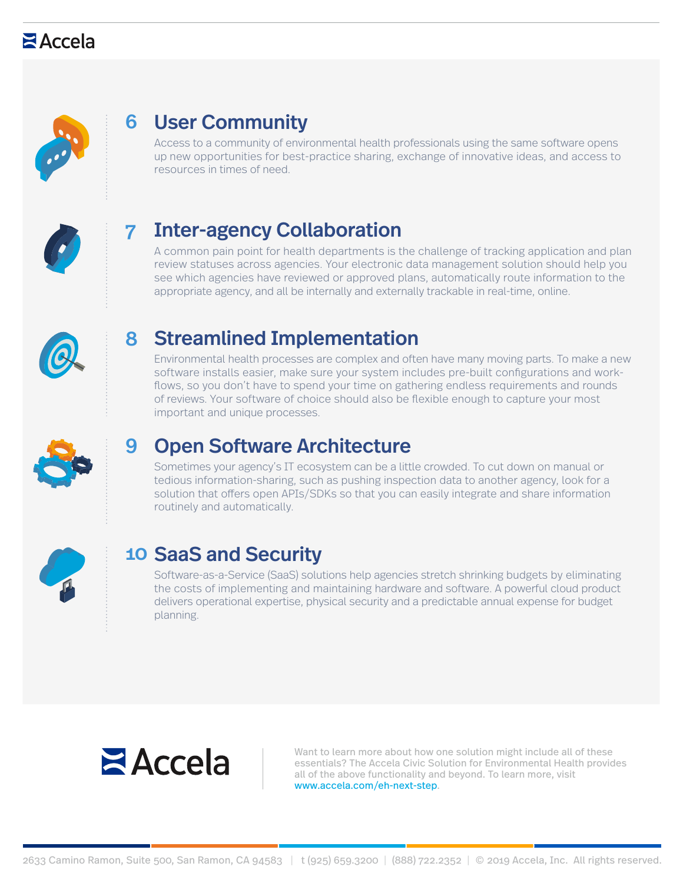## 6 User Community

Access to a community of environmental health professionals using the same software opens up new opportunities for best-practice sharing, exchange of innovative ideas, and access to resources in times of need.

## 7 Inter-agency Collaboration

A common pain point for health departments is the challenge of tracking application and plan review statuses across agencies. Your electronic data management solution should help you see which agencies have reviewed or approved plans, automatically route information to the appropriate agency, and all be internally and externally trackable in real-time, online.

## 8 Streamlined Implementation

Environmental health processes are complex and often have many moving parts. To make a new software installs easier, make sure your system includes pre-built configurations and work-flows, so you don't have to spend your time on gathering endless requirements and rounds of reviews. Your software of choice should also be flexible enough to capture your most important and unique processes.

## 9 Open Software Architecture

Sometimes your agency's IT ecosystem can be a little crowded. To cut down on manual or tedious information-sharing, such as pushing inspection data to another agency, look for a solution that offers open APIs/SDKs so that you can easily integrate and share information routinely and automatically.

## 10 SaaS and Security

Software-as-a-Service (SaaS) solutions help agencies stretch shrinking budgets by eliminating the costs of implementing and maintaining hardware and software. A powerful cloud product delivers operational expertise, physical security and a predictable annual expense for budget planning.

Accela

Want to learn more about how one solution might include all of these essentials? The Accela Civic Solution for Environmental Health provides all of the above functionality and beyond. To learn more, visit www.accela.com/eh-next-step.

2633 Camino Ramon, Suite 500, San Ramon, CA 94583 | t (925) 659.3200 | (888) 722.2352 | © 2019 Accela, Inc. All rights reserved.